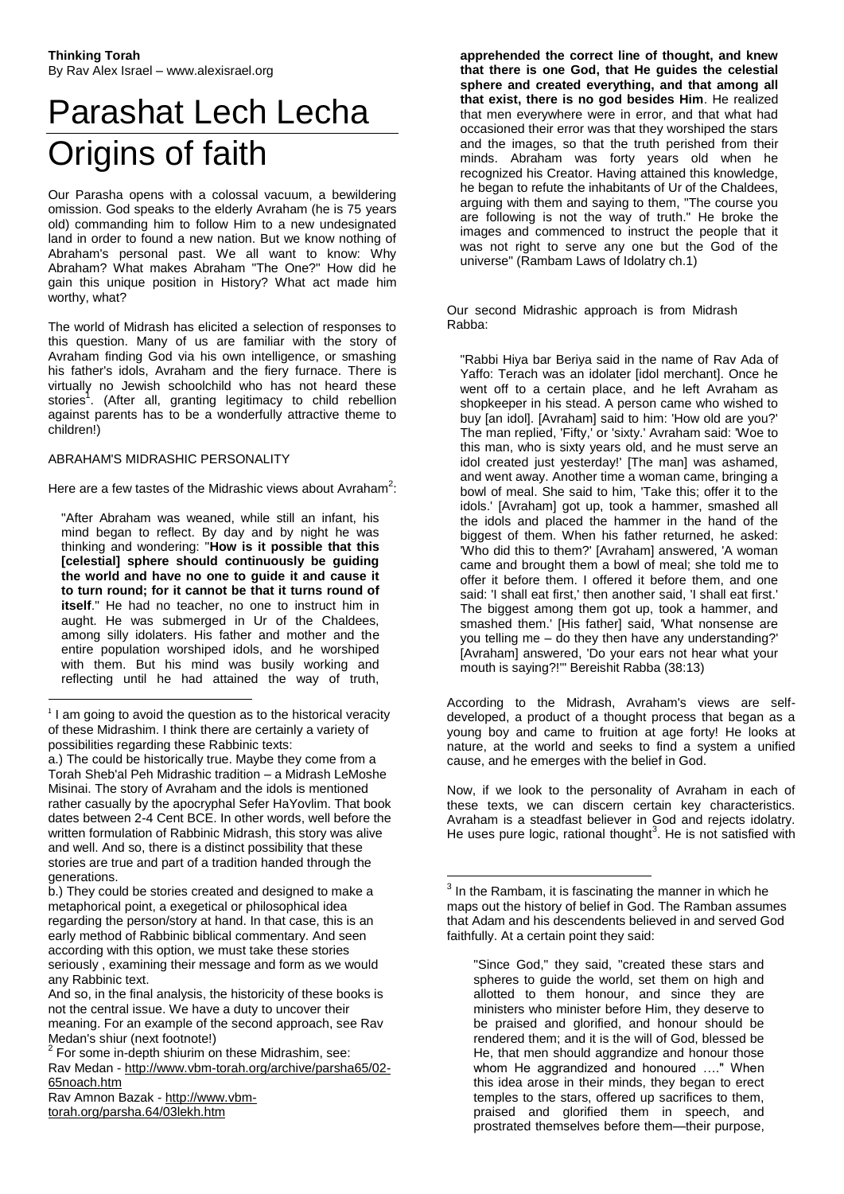**Thinking Torah**
By Rav Alex Israel – www.alexisrael.org

# Parashat Lech Lecha

# Origins of faith

Our Parasha opens with a colossal vacuum, a bewildering omission. God speaks to the elderly Avraham (he is 75 years old) commanding him to follow Him to a new undesignated land in order to found a new nation. But we know nothing of Abraham's personal past. We all want to know: Why Abraham? What makes Abraham "The One?" How did he gain this unique position in History? What act made him worthy, what?

The world of Midrash has elicited a selection of responses to this question. Many of us are familiar with the story of Avraham finding God via his own intelligence, or smashing his father's idols, Avraham and the fiery furnace. There is virtually no Jewish schoolchild who has not heard these stories[1]. (After all, granting legitimacy to child rebellion against parents has to be a wonderfully attractive theme to children!)

ABRAHAM'S MIDRASHIC PERSONALITY

Here are a few tastes of the Midrashic views about Avraham[2]:

> "After Abraham was weaned, while still an infant, his mind began to reflect. By day and by night he was thinking and wondering: "**How is it possible that this [celestial] sphere should continuously be guiding the world and have no one to guide it and cause it to turn round; for it cannot be that it turns round of itself**." He had no teacher, no one to instruct him in aught. He was submerged in Ur of the Chaldees, among silly idolaters. His father and mother and the entire population worshiped idols, and he worshiped with them. But his mind was busily working and reflecting until he had attained the way of truth, **apprehended the correct line of thought, and knew that there is one God, that He guides the celestial sphere and created everything, and that among all that exist, there is no god besides Him**. He realized that men everywhere were in error, and that what had occasioned their error was that they worshiped the stars and the images, so that the truth perished from their minds. Abraham was forty years old when he recognized his Creator. Having attained this knowledge, he began to refute the inhabitants of Ur of the Chaldees, arguing with them and saying to them, "The course you are following is not the way of truth." He broke the images and commenced to instruct the people that it was not right to serve any one but the God of the universe" (Rambam Laws of Idolatry ch.1)

Our second Midrashic approach is from Midrash Rabba:

> "Rabbi Hiya bar Beriya said in the name of Rav Ada of Yaffo: Terach was an idolater [idol merchant]. Once he went off to a certain place, and he left Avraham as shopkeeper in his stead. A person came who wished to buy [an idol]. [Avraham] said to him: 'How old are you?' The man replied, 'Fifty,' or 'sixty.' Avraham said: 'Woe to this man, who is sixty years old, and he must serve an idol created just yesterday!' [The man] was ashamed, and went away. Another time a woman came, bringing a bowl of meal. She said to him, 'Take this; offer it to the idols.' [Avraham] got up, took a hammer, smashed all the idols and placed the hammer in the hand of the biggest of them. When his father returned, he asked: 'Who did this to them?' [Avraham] answered, 'A woman came and brought them a bowl of meal; she told me to offer it before them. I offered it before them, and one said: 'I shall eat first,' then another said, 'I shall eat first.' The biggest among them got up, took a hammer, and smashed them.' [His father] said, 'What nonsense are you telling me – do they then have any understanding?' [Avraham] answered, 'Do your ears not hear what your mouth is saying?!'" Bereishit Rabba (38:13)

According to the Midrash, Avraham's views are self-developed, a product of a thought process that began as a young boy and came to fruition at age forty! He looks at nature, at the world and seeks to find a system a unified cause, and he emerges with the belief in God.

Now, if we look to the personality of Avraham in each of these texts, we can discern certain key characteristics. Avraham is a steadfast believer in God and rejects idolatry. He uses pure logic, rational thought[3]. He is not satisfied with

---

[1] I am going to avoid the question as to the historical veracity of these Midrashim. I think there are certainly a variety of possibilities regarding these Rabbinic texts:

a.) The could be historically true. Maybe they come from a Torah Sheb'al Peh Midrashic tradition – a Midrash LeMoshe Misinai. The story of Avraham and the idols is mentioned rather casually by the apocryphal Sefer HaYovlim. That book dates between 2-4 Cent BCE. In other words, well before the written formulation of Rabbinic Midrash, this story was alive and well. And so, there is a distinct possibility that these stories are true and part of a tradition handed through the generations.

b.) They could be stories created and designed to make a metaphorical point, a exegetical or philosophical idea regarding the person/story at hand. In that case, this is an early method of Rabbinic biblical commentary. And seen according with this option, we must take these stories seriously , examining their message and form as we would any Rabbinic text.

And so, in the final analysis, the historicity of these books is not the central issue. We have a duty to uncover their meaning. For an example of the second approach, see Rav Medan's shiur (next footnote!)

[2] For some in-depth shiurim on these Midrashim, see:
Rav Medan - http://www.vbm-torah.org/archive/parsha65/02-65noach.htm
Rav Amnon Bazak - http://www.vbm-torah.org/parsha.64/03lekh.htm

[3] In the Rambam, it is fascinating the manner in which he maps out the history of belief in God. The Ramban assumes that Adam and his descendents believed in and served God faithfully. At a certain point they said:

> "Since God," they said, "created these stars and spheres to guide the world, set them on high and allotted to them honour, and since they are ministers who minister before Him, they deserve to be praised and glorified, and honour should be rendered them; and it is the will of God, blessed be He, that men should aggrandize and honour those whom He aggrandized and honoured …." When this idea arose in their minds, they began to erect temples to the stars, offered up sacrifices to them, praised and glorified them in speech, and prostrated themselves before them—their purpose,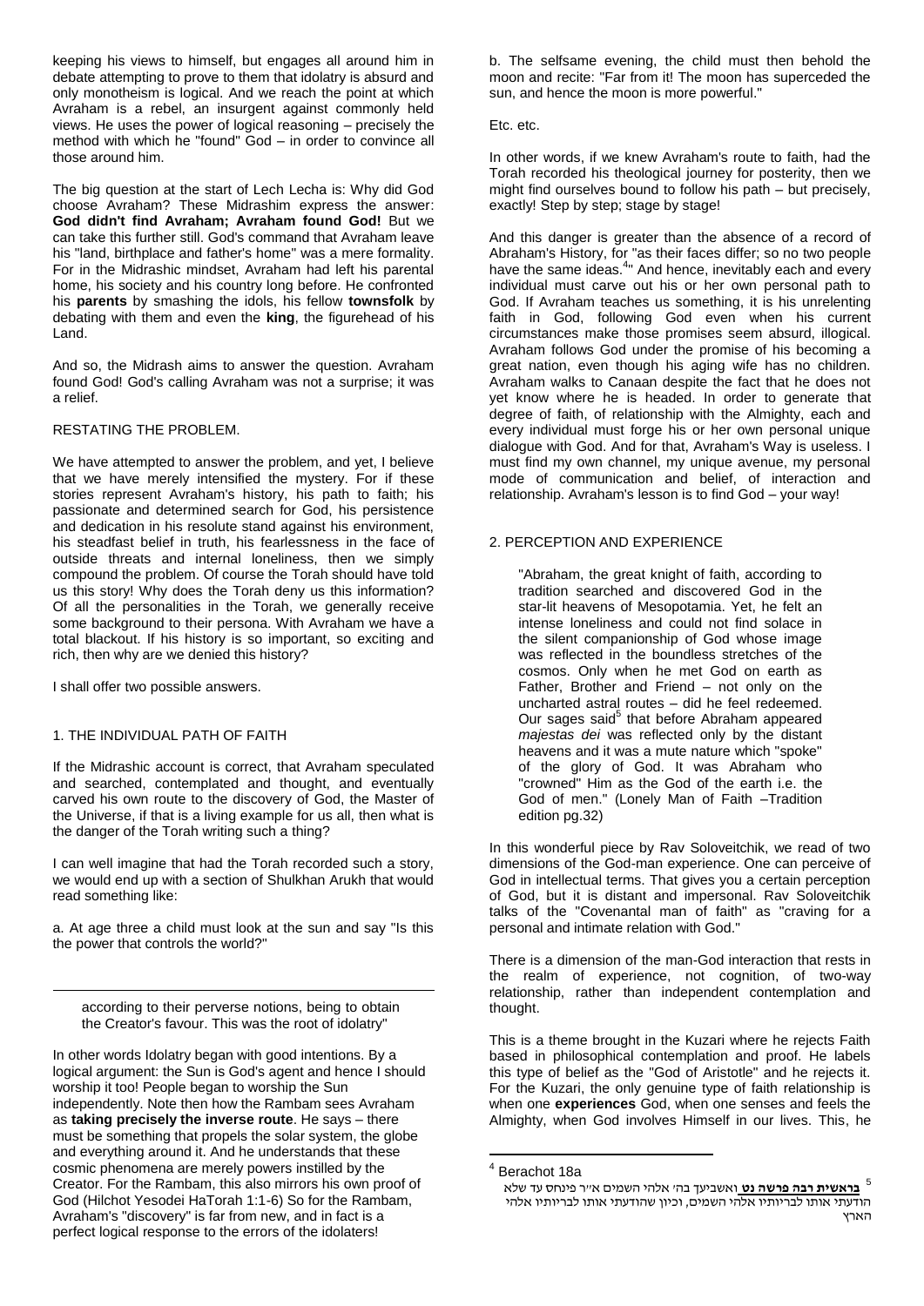keeping his views to himself, but engages all around him in debate attempting to prove to them that idolatry is absurd and only monotheism is logical. And we reach the point at which Avraham is a rebel, an insurgent against commonly held views. He uses the power of logical reasoning – precisely the method with which he "found" God – in order to convince all those around him.

The big question at the start of Lech Lecha is: Why did God choose Avraham? These Midrashim express the answer: **God didn't find Avraham; Avraham found God!** But we can take this further still. God's command that Avraham leave his "land, birthplace and father's home" was a mere formality. For in the Midrashic mindset, Avraham had left his parental home, his society and his country long before. He confronted his **parents** by smashing the idols, his fellow **townsfolk** by debating with them and even the **king**, the figurehead of his Land.

And so, the Midrash aims to answer the question. Avraham found God! God's calling Avraham was not a surprise; it was a relief.

RESTATING THE PROBLEM.

We have attempted to answer the problem, and yet, I believe that we have merely intensified the mystery. For if these stories represent Avraham's history, his path to faith; his passionate and determined search for God, his persistence and dedication in his resolute stand against his environment, his steadfast belief in truth, his fearlessness in the face of outside threats and internal loneliness, then we simply compound the problem. Of course the Torah should have told us this story! Why does the Torah deny us this information? Of all the personalities in the Torah, we generally receive some background to their persona. With Avraham we have a total blackout. If his history is so important, so exciting and rich, then why are we denied this history?

I shall offer two possible answers.

1. THE INDIVIDUAL PATH OF FAITH

If the Midrashic account is correct, that Avraham speculated and searched, contemplated and thought, and eventually carved his own route to the discovery of God, the Master of the Universe, if that is a living example for us all, then what is the danger of the Torah writing such a thing?

I can well imagine that had the Torah recorded such a story, we would end up with a section of Shulkhan Arukh that would read something like:

a. At age three a child must look at the sun and say "Is this the power that controls the world?"

b. The selfsame evening, the child must then behold the moon and recite: "Far from it! The moon has superceded the sun, and hence the moon is more powerful."

Etc. etc.

In other words, if we knew Avraham's route to faith, had the Torah recorded his theological journey for posterity, then we might find ourselves bound to follow his path – but precisely, exactly! Step by step; stage by stage!

And this danger is greater than the absence of a record of Abraham's History, for "as their faces differ; so no two people have the same ideas.[4]" And hence, inevitably each and every individual must carve out his or her own personal path to God. If Avraham teaches us something, it is his unrelenting faith in God, following God even when his current circumstances make those promises seem absurd, illogical. Avraham follows God under the promise of his becoming a great nation, even though his aging wife has no children. Avraham walks to Canaan despite the fact that he does not yet know where he is headed. In order to generate that degree of faith, of relationship with the Almighty, each and every individual must forge his or her own personal unique dialogue with God. And for that, Avraham's Way is useless. I must find my own channel, my unique avenue, my personal mode of communication and belief, of interaction and relationship. Avraham's lesson is to find God – your way!

2. PERCEPTION AND EXPERIENCE

> "Abraham, the great knight of faith, according to tradition searched and discovered God in the star-lit heavens of Mesopotamia. Yet, he felt an intense loneliness and could not find solace in the silent companionship of God whose image was reflected in the boundless stretches of the cosmos. Only when he met God on earth as Father, Brother and Friend – not only on the uncharted astral routes – did he feel redeemed. Our sages said[5] that before Abraham appeared *majestas dei* was reflected only by the distant heavens and it was a mute nature which "spoke" of the glory of God. It was Abraham who "crowned" Him as the God of the earth i.e. the God of men." (Lonely Man of Faith –Tradition edition pg.32)

In this wonderful piece by Rav Soloveitchik, we read of two dimensions of the God-man experience. One can perceive of God in intellectual terms. That gives you a certain perception of God, but it is distant and impersonal. Rav Soloveitchik talks of the "Covenantal man of faith" as "craving for a personal and intimate relation with God."

There is a dimension of the man-God interaction that rests in the realm of experience, not cognition, of two-way relationship, rather than independent contemplation and thought.

This is a theme brought in the Kuzari where he rejects Faith based in philosophical contemplation and proof. He labels this type of belief as the "God of Aristotle" and he rejects it. For the Kuzari, the only genuine type of faith relationship is when one **experiences** God, when one senses and feels the Almighty, when God involves Himself in our lives. This, he

> according to their perverse notions, being to obtain the Creator's favour. This was the root of idolatry"

In other words Idolatry began with good intentions. By a logical argument: the Sun is God's agent and hence I should worship it too! People began to worship the Sun independently. Note then how the Rambam sees Avraham as **taking precisely the inverse route**. He says – there must be something that propels the solar system, the globe and everything around it. And he understands that these cosmic phenomena are merely powers instilled by the Creator. For the Rambam, this also mirrors his own proof of God (Hilchot Yesodei HaTorah 1:1-6) So for the Rambam, Avraham's "discovery" is far from new, and in fact is a perfect logical response to the errors of the idolaters!

---

[4] Berachot 18a

[5] **בראשית רבה פרשה נט** ואשביעך בה' אלהי השמים א"ר פינחס עד שלא הודעתי אותו לבריותיו אלהי השמים, וכיון שהודעתי אותו לבריותיו אלהי הארץ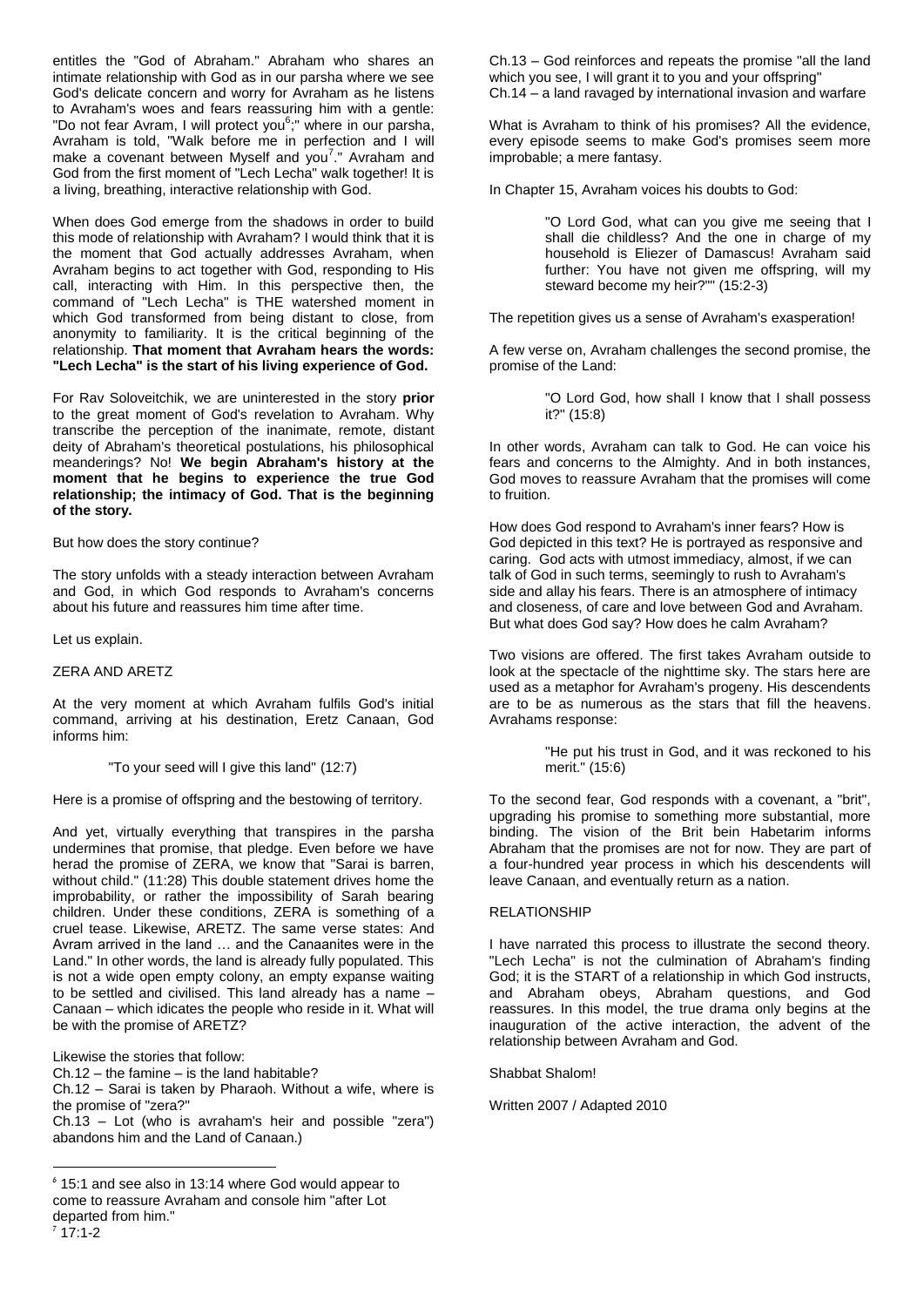entitles the "God of Abraham." Abraham who shares an intimate relationship with God as in our parsha where we see God's delicate concern and worry for Avraham as he listens to Avraham's woes and fears reassuring him with a gentle: "Do not fear Avram, I will protect you[6];" where in our parsha, Avraham is told, "Walk before me in perfection and I will make a covenant between Myself and you[7]." Avraham and God from the first moment of "Lech Lecha" walk together! It is a living, breathing, interactive relationship with God.

When does God emerge from the shadows in order to build this mode of relationship with Avraham? I would think that it is the moment that God actually addresses Avraham, when Avraham begins to act together with God, responding to His call, interacting with Him. In this perspective then, the command of "Lech Lecha" is THE watershed moment in which God transformed from being distant to close, from anonymity to familiarity. It is the critical beginning of the relationship. **That moment that Avraham hears the words: "Lech Lecha" is the start of his living experience of God.**

For Rav Soloveitchik, we are uninterested in the story **prior** to the great moment of God's revelation to Avraham. Why transcribe the perception of the inanimate, remote, distant deity of Abraham's theoretical postulations, his philosophical meanderings? No! **We begin Abraham's history at the moment that he begins to experience the true God relationship; the intimacy of God. That is the beginning of the story.**

But how does the story continue?

The story unfolds with a steady interaction between Avraham and God, in which God responds to Avraham's concerns about his future and reassures him time after time.

Let us explain.

ZERA AND ARETZ

At the very moment at which Avraham fulfils God's initial command, arriving at his destination, Eretz Canaan, God informs him:

> "To your seed will I give this land" (12:7)

Here is a promise of offspring and the bestowing of territory.

And yet, virtually everything that transpires in the parsha undermines that promise, that pledge. Even before we have herad the promise of ZERA, we know that "Sarai is barren, without child." (11:28) This double statement drives home the improbability, or rather the impossibility of Sarah bearing children. Under these conditions, ZERA is something of a cruel tease. Likewise, ARETZ. The same verse states: And Avram arrived in the land … and the Canaanites were in the Land." In other words, the land is already fully populated. This is not a wide open empty colony, an empty expanse waiting to be settled and civilised. This land already has a name – Canaan – which idicates the people who reside in it. What will be with the promise of ARETZ?

Likewise the stories that follow:
Ch.12 – the famine – is the land habitable?
Ch.12 – Sarai is taken by Pharaoh. Without a wife, where is the promise of "zera?"
Ch.13 – Lot (who is avraham's heir and possible "zera") abandons him and the Land of Canaan.)
Ch.13 – God reinforces and repeats the promise "all the land which you see, I will grant it to you and your offspring"
Ch.14 – a land ravaged by international invasion and warfare

What is Avraham to think of his promises? All the evidence, every episode seems to make God's promises seem more improbable; a mere fantasy.

In Chapter 15, Avraham voices his doubts to God:

> "O Lord God, what can you give me seeing that I shall die childless? And the one in charge of my household is Eliezer of Damascus! Avraham said further: You have not given me offspring, will my steward become my heir?"" (15:2-3)

The repetition gives us a sense of Avraham's exasperation!

A few verse on, Avraham challenges the second promise, the promise of the Land:

> "O Lord God, how shall I know that I shall possess it?" (15:8)

In other words, Avraham can talk to God. He can voice his fears and concerns to the Almighty. And in both instances, God moves to reassure Avraham that the promises will come to fruition.

How does God respond to Avraham's inner fears? How is God depicted in this text? He is portrayed as responsive and caring. God acts with utmost immediacy, almost, if we can talk of God in such terms, seemingly to rush to Avraham's side and allay his fears. There is an atmosphere of intimacy and closeness, of care and love between God and Avraham. But what does God say? How does he calm Avraham?

Two visions are offered. The first takes Avraham outside to look at the spectacle of the nighttime sky. The stars here are used as a metaphor for Avraham's progeny. His descendents are to be as numerous as the stars that fill the heavens. Avrahams response:

> "He put his trust in God, and it was reckoned to his merit." (15:6)

To the second fear, God responds with a covenant, a "brit", upgrading his promise to something more substantial, more binding. The vision of the Brit bein Habetarim informs Abraham that the promises are not for now. They are part of a four-hundred year process in which his descendents will leave Canaan, and eventually return as a nation.

RELATIONSHIP

I have narrated this process to illustrate the second theory. "Lech Lecha" is not the culmination of Abraham's finding God; it is the START of a relationship in which God instructs, and Abraham obeys, Abraham questions, and God reassures. In this model, the true drama only begins at the inauguration of the active interaction, the advent of the relationship between Avraham and God.

Shabbat Shalom!

Written 2007 / Adapted 2010

---

[6] 15:1 and see also in 13:14 where God would appear to come to reassure Avraham and console him "after Lot departed from him."

[7] 17:1-2